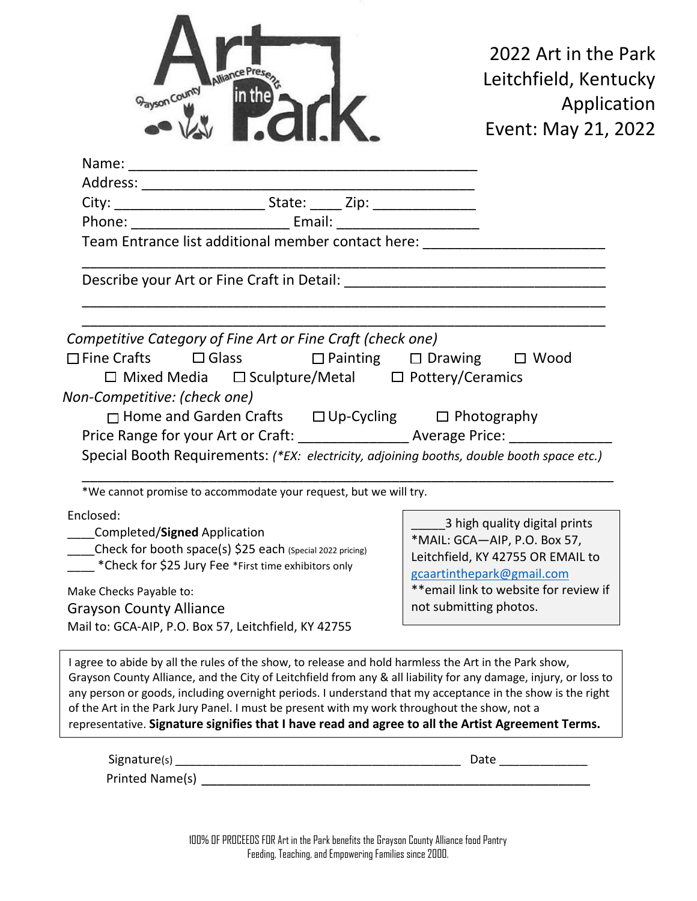Art in the Park
Grayson County Alliance Presents

# 2022 Art in the Park
# Leitchfield, Kentucky
# Application
# Event: May 21, 2022

Name: ___________________________________________

Address: __________________________________________

City: ___________________ State: ____ Zip: _____________

Phone: ____________________ Email: __________________

Team Entrance list additional member contact here: ______________________

___________________________________________________________________

Describe your Art or Fine Craft in Detail: _________________________________

___________________________________________________________________

___________________________________________________________________

*Competitive Category of Fine Art or Fine Craft (check one)*

☐ Fine Crafts ☐ Glass ☐ Painting ☐ Drawing ☐ Wood

☐ Mixed Media ☐ Sculpture/Metal ☐ Pottery/Ceramics

*Non-Competitive: (check one)*

☐ Home and Garden Crafts ☐ Up-Cycling ☐ Photography

Price Range for your Art or Craft: ______________ Average Price: ____________

Special Booth Requirements: *(*EX: electricity, adjoining booths, double booth space etc.)*

___________________________________________________________________

*We cannot promise to accommodate your request, but we will try.

Enclosed:

____Completed/**Signed** Application

____Check for booth space(s) $25 each (Special 2022 pricing)

____ *Check for $25 Jury Fee *First time exhibitors only

Make Checks Payable to:

Grayson County Alliance

Mail to: GCA-AIP, P.O. Box 57, Leitchfield, KY 42755

_____3 high quality digital prints
*MAIL: GCA—AIP, P.O. Box 57, Leitchfield, KY 42755 OR EMAIL to gcaartinthepark@gmail.com
**email link to website for review if not submitting photos.

I agree to abide by all the rules of the show, to release and hold harmless the Art in the Park show, Grayson County Alliance, and the City of Leitchfield from any & all liability for any damage, injury, or loss to any person or goods, including overnight periods. I understand that my acceptance in the show is the right of the Art in the Park Jury Panel. I must be present with my work throughout the show, not a representative. **Signature signifies that I have read and agree to all the Artist Agreement Terms.**

Signature(s) ___________________________________________ Date _____________

Printed Name(s) _______________________________________________________

100% OF PROCEEDS FOR Art in the Park benefits the Grayson County Alliance food Pantry
Feeding, Teaching, and Empowering Families since 2000.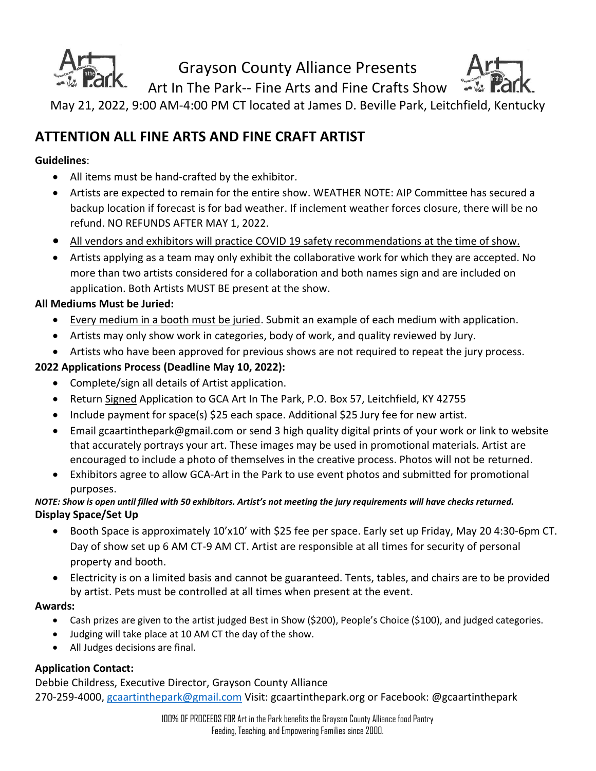# Grayson County Alliance Presents

## Art In The Park-- Fine Arts and Fine Crafts Show

May 21, 2022, 9:00 AM-4:00 PM CT located at James D. Beville Park, Leitchfield, Kentucky

## ATTENTION ALL FINE ARTS AND FINE CRAFT ARTIST

**Guidelines**:

- All items must be hand-crafted by the exhibitor.
- Artists are expected to remain for the entire show. WEATHER NOTE: AIP Committee has secured a backup location if forecast is for bad weather. If inclement weather forces closure, there will be no refund. NO REFUNDS AFTER MAY 1, 2022.
- All vendors and exhibitors will practice COVID 19 safety recommendations at the time of show.
- Artists applying as a team may only exhibit the collaborative work for which they are accepted. No more than two artists considered for a collaboration and both names sign and are included on application. Both Artists MUST BE present at the show.

**All Mediums Must be Juried:**

- Every medium in a booth must be juried. Submit an example of each medium with application.
- Artists may only show work in categories, body of work, and quality reviewed by Jury.
- Artists who have been approved for previous shows are not required to repeat the jury process.

**2022 Applications Process (Deadline May 10, 2022):**

- Complete/sign all details of Artist application.
- Return Signed Application to GCA Art In The Park, P.O. Box 57, Leitchfield, KY 42755
- Include payment for space(s) $25 each space. Additional $25 Jury fee for new artist.
- Email gcaartinthepark@gmail.com or send 3 high quality digital prints of your work or link to website that accurately portrays your art. These images may be used in promotional materials. Artist are encouraged to include a photo of themselves in the creative process. Photos will not be returned.
- Exhibitors agree to allow GCA-Art in the Park to use event photos and submitted for promotional purposes.

***NOTE: Show is open until filled with 50 exhibitors. Artist's not meeting the jury requirements will have checks returned.***

**Display Space/Set Up**

- Booth Space is approximately 10'x10' with $25 fee per space. Early set up Friday, May 20 4:30-6pm CT. Day of show set up 6 AM CT-9 AM CT. Artist are responsible at all times for security of personal property and booth.
- Electricity is on a limited basis and cannot be guaranteed. Tents, tables, and chairs are to be provided by artist. Pets must be controlled at all times when present at the event.

**Awards:**

- Cash prizes are given to the artist judged Best in Show ($200), People's Choice ($100), and judged categories.
- Judging will take place at 10 AM CT the day of the show.
- All Judges decisions are final.

**Application Contact:**

Debbie Childress, Executive Director, Grayson County Alliance
270-259-4000, gcaartinthepark@gmail.com Visit: gcaartinthepark.org or Facebook: @gcaartinthepark

100% OF PROCEEDS FOR Art in the Park benefits the Grayson County Alliance food Pantry
Feeding, Teaching, and Empowering Families since 2000.